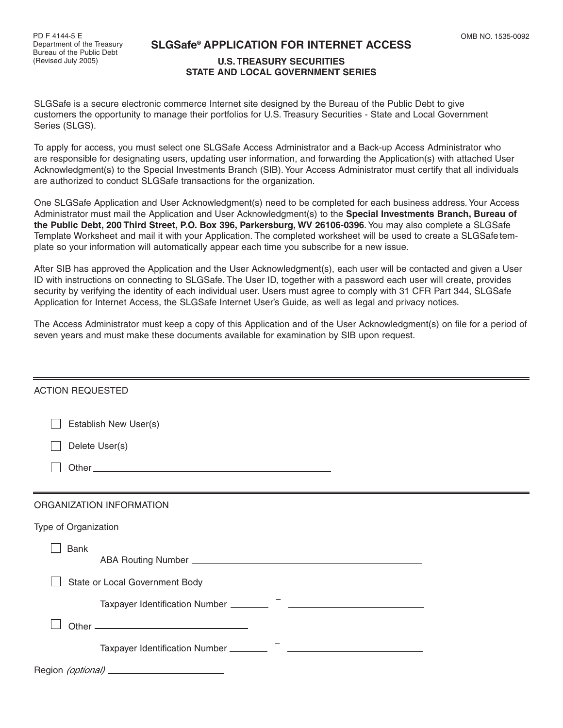PD F 4144-5 E
Department of the Treasury
Bureau of the Public Debt
(Revised July 2005)

OMB NO. 1535-0092

# SLGSafe® APPLICATION FOR INTERNET ACCESS

## U.S. TREASURY SECURITIES
## STATE AND LOCAL GOVERNMENT SERIES

SLGSafe is a secure electronic commerce Internet site designed by the Bureau of the Public Debt to give customers the opportunity to manage their portfolios for U.S. Treasury Securities - State and Local Government Series (SLGS).

To apply for access, you must select one SLGSafe Access Administrator and a Back-up Access Administrator who are responsible for designating users, updating user information, and forwarding the Application(s) with attached User Acknowledgment(s) to the Special Investments Branch (SIB). Your Access Administrator must certify that all individuals are authorized to conduct SLGSafe transactions for the organization.

One SLGSafe Application and User Acknowledgment(s) need to be completed for each business address. Your Access Administrator must mail the Application and User Acknowledgment(s) to the **Special Investments Branch, Bureau of the Public Debt, 200 Third Street, P.O. Box 396, Parkersburg, WV 26106-0396**. You may also complete a SLGSafe Template Worksheet and mail it with your Application. The completed worksheet will be used to create a SLGSafe template so your information will automatically appear each time you subscribe for a new issue.

After SIB has approved the Application and the User Acknowledgment(s), each user will be contacted and given a User ID with instructions on connecting to SLGSafe. The User ID, together with a password each user will create, provides security by verifying the identity of each individual user. Users must agree to comply with 31 CFR Part 344, SLGSafe Application for Internet Access, the SLGSafe Internet User's Guide, as well as legal and privacy notices.

The Access Administrator must keep a copy of this Application and of the User Acknowledgment(s) on file for a period of seven years and must make these documents available for examination by SIB upon request.

---

ACTION REQUESTED

- ☐ Establish New User(s)
- ☐ Delete User(s)
- ☐ Other ______________________________

---

ORGANIZATION INFORMATION

Type of Organization

- ☐ Bank
  - ABA Routing Number ______________________________
- ☐ State or Local Government Body
  - Taxpayer Identification Number ________ – ______________________
- ☐ Other ______________________
  - Taxpayer Identification Number ________ – ______________________

Region *(optional)* ______________________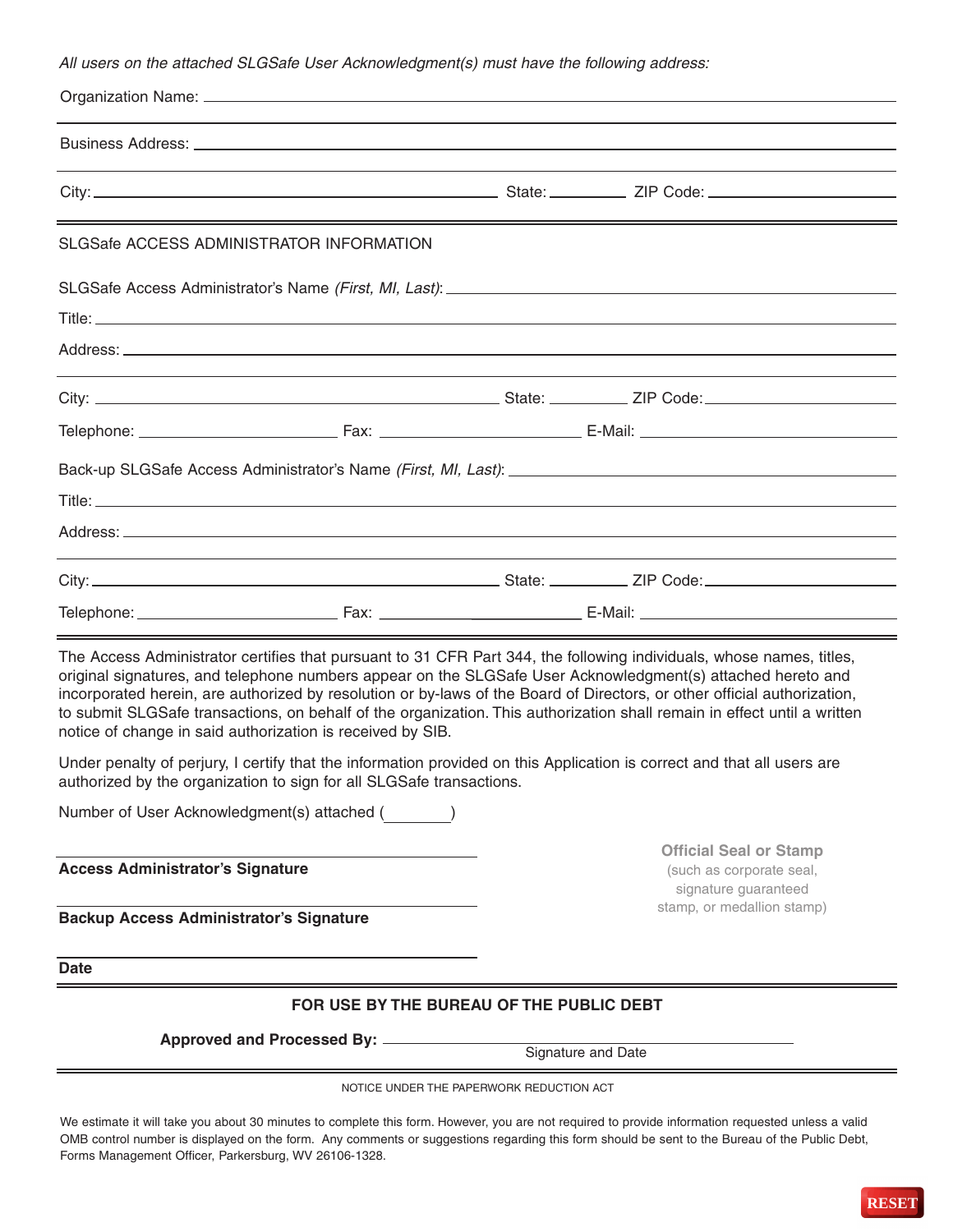*All users on the attached SLGSafe User Acknowledgment(s) must have the following address:*

Organization Name: ____________________

Business Address: ____________________

City: ____________________ State: __________ ZIP Code: ____________________

SLGSafe ACCESS ADMINISTRATOR INFORMATION

SLGSafe Access Administrator's Name *(First, MI, Last)*: ____________________

Title: ____________________

Address: ____________________

City: ____________________ State: __________ ZIP Code: ____________________

Telephone: ____________________ Fax: ____________________ E-Mail: ____________________

Back-up SLGSafe Access Administrator's Name *(First, MI, Last)*: ____________________

Title: ____________________

Address: ____________________

City: ____________________ State: __________ ZIP Code: ____________________

Telephone: ____________________ Fax: ____________________ E-Mail: ____________________

The Access Administrator certifies that pursuant to 31 CFR Part 344, the following individuals, whose names, titles, original signatures, and telephone numbers appear on the SLGSafe User Acknowledgment(s) attached hereto and incorporated herein, are authorized by resolution or by-laws of the Board of Directors, or other official authorization, to submit SLGSafe transactions, on behalf of the organization. This authorization shall remain in effect until a written notice of change in said authorization is received by SIB.

Under penalty of perjury, I certify that the information provided on this Application is correct and that all users are authorized by the organization to sign for all SLGSafe transactions.

Number of User Acknowledgment(s) attached (________)

____________________
**Access Administrator's Signature**

____________________
**Backup Access Administrator's Signature**

____________________
**Date**

**Official Seal or Stamp**
(such as corporate seal, signature guaranteed stamp, or medallion stamp)

**FOR USE BY THE BUREAU OF THE PUBLIC DEBT**

**Approved and Processed By:** ____________________
Signature and Date

NOTICE UNDER THE PAPERWORK REDUCTION ACT

We estimate it will take you about 30 minutes to complete this form. However, you are not required to provide information requested unless a valid OMB control number is displayed on the form. Any comments or suggestions regarding this form should be sent to the Bureau of the Public Debt, Forms Management Officer, Parkersburg, WV 26106-1328.

RESET